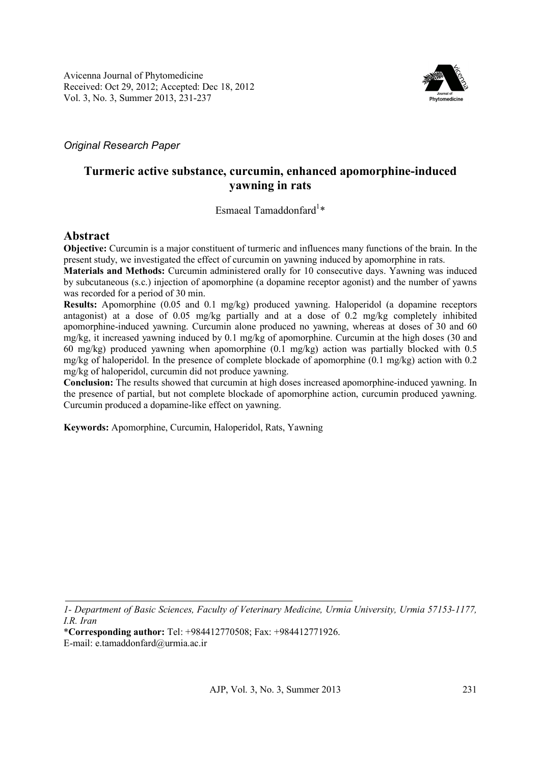*Original Research Paper*

# Turmeric active substance, curcumin, enhanced apomorphine-induced yawning in rats

Esmaeal Tamaddonfard[1]*

## Abstract

**Objective:** Curcumin is a major constituent of turmeric and influences many functions of the brain. In the present study, we investigated the effect of curcumin on yawning induced by apomorphine in rats.

**Materials and Methods:** Curcumin administered orally for 10 consecutive days. Yawning was induced by subcutaneous (s.c.) injection of apomorphine (a dopamine receptor agonist) and the number of yawns was recorded for a period of 30 min.

**Results:** Apomorphine (0.05 and 0.1 mg/kg) produced yawning. Haloperidol (a dopamine receptors antagonist) at a dose of 0.05 mg/kg partially and at a dose of 0.2 mg/kg completely inhibited apomorphine-induced yawning. Curcumin alone produced no yawning, whereas at doses of 30 and 60 mg/kg, it increased yawning induced by 0.1 mg/kg of apomorphine. Curcumin at the high doses (30 and 60 mg/kg) produced yawning when apomorphine (0.1 mg/kg) action was partially blocked with 0.5 mg/kg of haloperidol. In the presence of complete blockade of apomorphine (0.1 mg/kg) action with 0.2 mg/kg of haloperidol, curcumin did not produce yawning.

**Conclusion:** The results showed that curcumin at high doses increased apomorphine-induced yawning. In the presence of partial, but not complete blockade of apomorphine action, curcumin produced yawning. Curcumin produced a dopamine-like effect on yawning.

**Keywords:** Apomorphine, Curcumin, Haloperidol, Rats, Yawning

---

*1- Department of Basic Sciences, Faculty of Veterinary Medicine, Urmia University, Urmia 57153-1177, I.R. Iran*

***Corresponding author:** Tel: +984412770508; Fax: +984412771926.
E-mail: e.tamaddonfard@urmia.ac.ir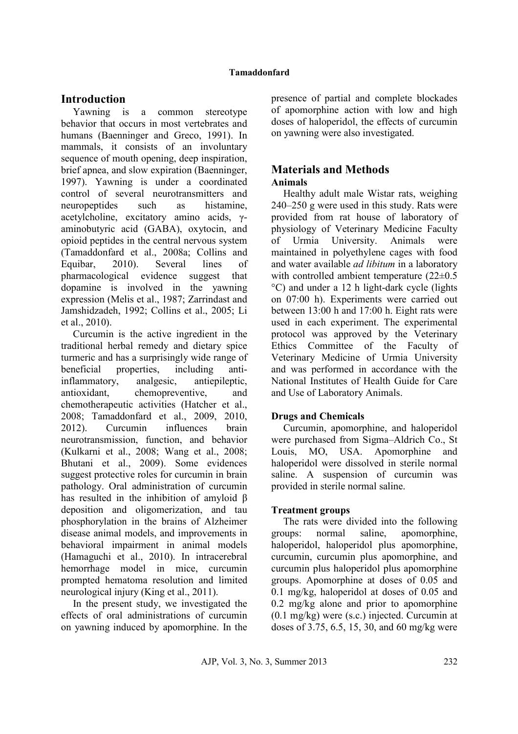## Introduction

Yawning is a common stereotype behavior that occurs in most vertebrates and humans (Baenninger and Greco, 1991). In mammals, it consists of an involuntary sequence of mouth opening, deep inspiration, brief apnea, and slow expiration (Baenninger, 1997). Yawning is under a coordinated control of several neurotransmitters and neuropeptides such as histamine, acetylcholine, excitatory amino acids, γ-aminobutyric acid (GABA), oxytocin, and opioid peptides in the central nervous system (Tamaddonfard et al., 2008a; Collins and Equibar, 2010). Several lines of pharmacological evidence suggest that dopamine is involved in the yawning expression (Melis et al., 1987; Zarrindast and Jamshidzadeh, 1992; Collins et al., 2005; Li et al., 2010).

Curcumin is the active ingredient in the traditional herbal remedy and dietary spice turmeric and has a surprisingly wide range of beneficial properties, including anti-inflammatory, analgesic, antiepileptic, antioxidant, chemopreventive, and chemotherapeutic activities (Hatcher et al., 2008; Tamaddonfard et al., 2009, 2010, 2012). Curcumin influences brain neurotransmission, function, and behavior (Kulkarni et al., 2008; Wang et al., 2008; Bhutani et al., 2009). Some evidences suggest protective roles for curcumin in brain pathology. Oral administration of curcumin has resulted in the inhibition of amyloid β deposition and oligomerization, and tau phosphorylation in the brains of Alzheimer disease animal models, and improvements in behavioral impairment in animal models (Hamaguchi et al., 2010). In intracerebral hemorrhage model in mice, curcumin prompted hematoma resolution and limited neurological injury (King et al., 2011).

In the present study, we investigated the effects of oral administrations of curcumin on yawning induced by apomorphine. In the presence of partial and complete blockades of apomorphine action with low and high doses of haloperidol, the effects of curcumin on yawning were also investigated.

## Materials and Methods

### Animals

Healthy adult male Wistar rats, weighing 240–250 g were used in this study. Rats were provided from rat house of laboratory of physiology of Veterinary Medicine Faculty of Urmia University. Animals were maintained in polyethylene cages with food and water available *ad libitum* in a laboratory with controlled ambient temperature (22±0.5 °C) and under a 12 h light-dark cycle (lights on 07:00 h). Experiments were carried out between 13:00 h and 17:00 h. Eight rats were used in each experiment. The experimental protocol was approved by the Veterinary Ethics Committee of the Faculty of Veterinary Medicine of Urmia University and was performed in accordance with the National Institutes of Health Guide for Care and Use of Laboratory Animals.

### Drugs and Chemicals

Curcumin, apomorphine, and haloperidol were purchased from Sigma–Aldrich Co., St Louis, MO, USA. Apomorphine and haloperidol were dissolved in sterile normal saline. A suspension of curcumin was provided in sterile normal saline.

### Treatment groups

The rats were divided into the following groups: normal saline, apomorphine, haloperidol, haloperidol plus apomorphine, curcumin, curcumin plus apomorphine, and curcumin plus haloperidol plus apomorphine groups. Apomorphine at doses of 0.05 and 0.1 mg/kg, haloperidol at doses of 0.05 and 0.2 mg/kg alone and prior to apomorphine (0.1 mg/kg) were (s.c.) injected. Curcumin at doses of 3.75, 6.5, 15, 30, and 60 mg/kg were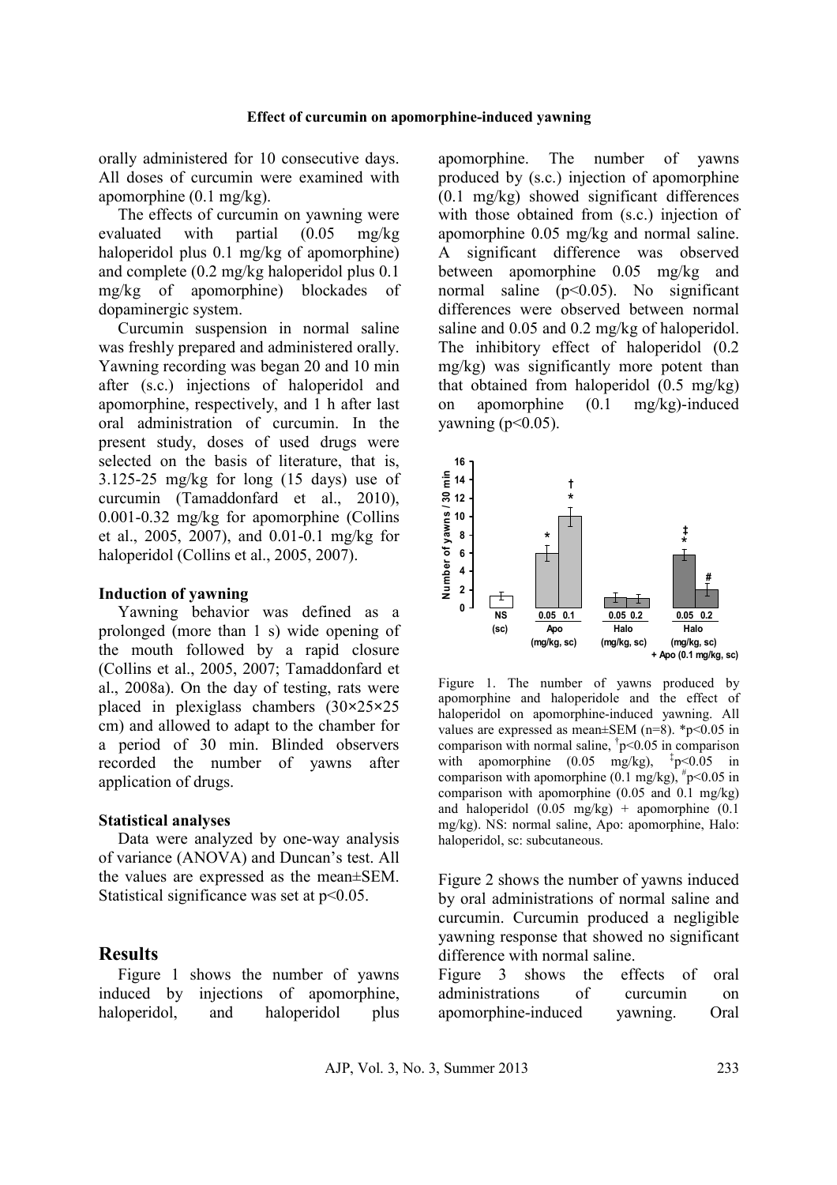orally administered for 10 consecutive days. All doses of curcumin were examined with apomorphine (0.1 mg/kg).

The effects of curcumin on yawning were evaluated with partial (0.05 mg/kg haloperidol plus 0.1 mg/kg of apomorphine) and complete (0.2 mg/kg haloperidol plus 0.1 mg/kg of apomorphine) blockades of dopaminergic system.

Curcumin suspension in normal saline was freshly prepared and administered orally. Yawning recording was began 20 and 10 min after (s.c.) injections of haloperidol and apomorphine, respectively, and 1 h after last oral administration of curcumin. In the present study, doses of used drugs were selected on the basis of literature, that is, 3.125-25 mg/kg for long (15 days) use of curcumin (Tamaddonfard et al., 2010), 0.001-0.32 mg/kg for apomorphine (Collins et al., 2005, 2007), and 0.01-0.1 mg/kg for haloperidol (Collins et al., 2005, 2007).

### Induction of yawning

Yawning behavior was defined as a prolonged (more than 1 s) wide opening of the mouth followed by a rapid closure (Collins et al., 2005, 2007; Tamaddonfard et al., 2008a). On the day of testing, rats were placed in plexiglass chambers (30×25×25 cm) and allowed to adapt to the chamber for a period of 30 min. Blinded observers recorded the number of yawns after application of drugs.

### Statistical analyses

Data were analyzed by one-way analysis of variance (ANOVA) and Duncan's test. All the values are expressed as the mean±SEM. Statistical significance was set at $p<0.05$.

## Results

Figure 1 shows the number of yawns induced by injections of apomorphine, haloperidol, and haloperidol plus apomorphine. The number of yawns produced by (s.c.) injection of apomorphine (0.1 mg/kg) showed significant differences with those obtained from (s.c.) injection of apomorphine 0.05 mg/kg and normal saline. A significant difference was observed between apomorphine 0.05 mg/kg and normal saline ($p<0.05$). No significant differences were observed between normal saline and 0.05 and 0.2 mg/kg of haloperidol. The inhibitory effect of haloperidol (0.2 mg/kg) was significantly more potent than that obtained from haloperidol (0.5 mg/kg) on apomorphine (0.1 mg/kg)-induced yawning ($p<0.05$).

Figure 1. The number of yawns produced by apomorphine and haloperidole and the effect of haloperidol on apomorphine-induced yawning. All values are expressed as mean±SEM (n=8). *$p<0.05$ in comparison with normal saline, †$p<0.05$ in comparison with apomorphine (0.05 mg/kg), ‡$p<0.05$ in comparison with apomorphine (0.1 mg/kg), #$p<0.05$ in comparison with apomorphine (0.05 and 0.1 mg/kg) and haloperidol (0.05 mg/kg) + apomorphine (0.1 mg/kg). NS: normal saline, Apo: apomorphine, Halo: haloperidol, sc: subcutaneous.

Figure 2 shows the number of yawns induced by oral administrations of normal saline and curcumin. Curcumin produced a negligible yawning response that showed no significant difference with normal saline.

Figure 3 shows the effects of oral administrations of curcumin on apomorphine-induced yawning. Oral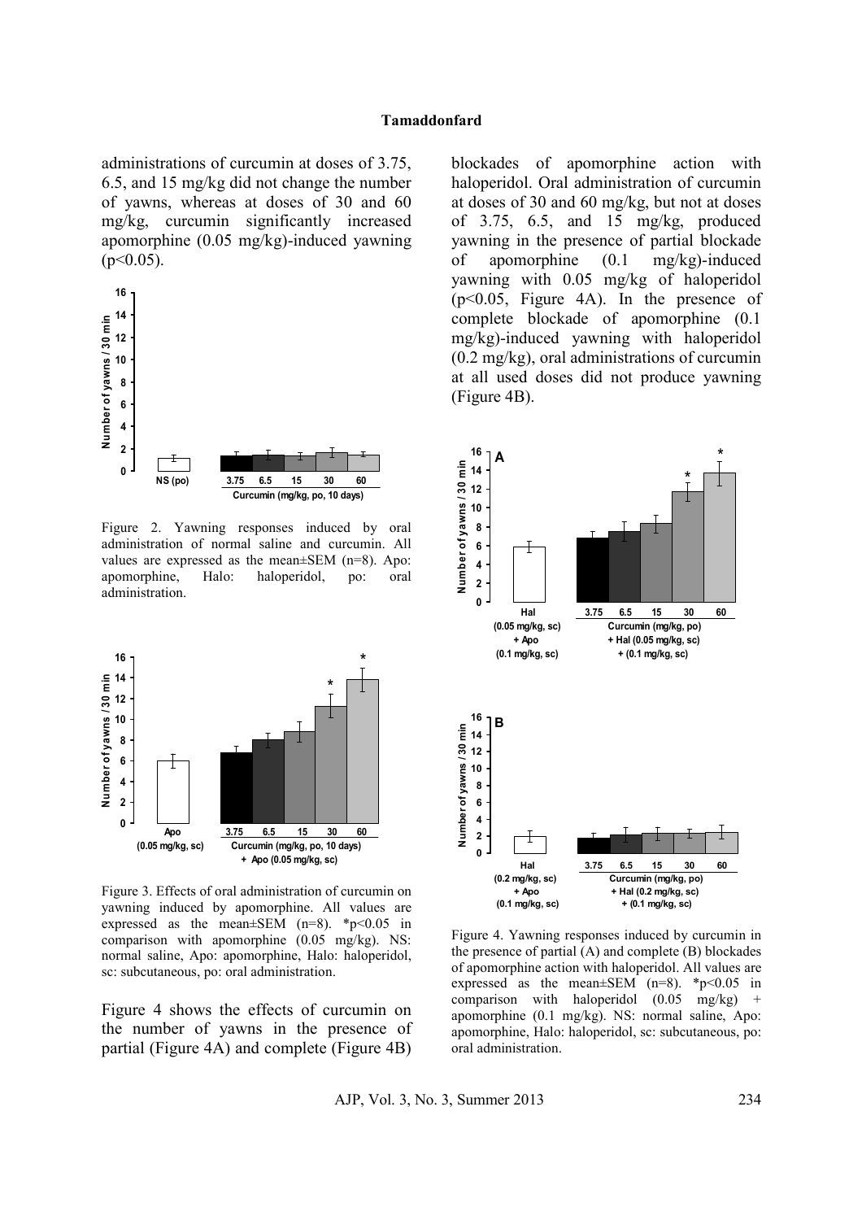administrations of curcumin at doses of 3.75, 6.5, and 15 mg/kg did not change the number of yawns, whereas at doses of 30 and 60 mg/kg, curcumin significantly increased apomorphine (0.05 mg/kg)-induced yawning ($p<0.05$).

Figure 2. Yawning responses induced by oral administration of normal saline and curcumin. All values are expressed as the mean±SEM (n=8). Apo: apomorphine, Halo: haloperidol, po: oral administration.

Figure 3. Effects of oral administration of curcumin on yawning induced by apomorphine. All values are expressed as the mean±SEM (n=8). *$p<0.05$ in comparison with apomorphine (0.05 mg/kg). NS: normal saline, Apo: apomorphine, Halo: haloperidol, sc: subcutaneous, po: oral administration.

Figure 4 shows the effects of curcumin on the number of yawns in the presence of partial (Figure 4A) and complete (Figure 4B) blockades of apomorphine action with haloperidol. Oral administration of curcumin at doses of 30 and 60 mg/kg, but not at doses of 3.75, 6.5, and 15 mg/kg, produced yawning in the presence of partial blockade of apomorphine (0.1 mg/kg)-induced yawning with 0.05 mg/kg of haloperidol ($p<0.05$, Figure 4A). In the presence of complete blockade of apomorphine (0.1 mg/kg)-induced yawning with haloperidol (0.2 mg/kg), oral administrations of curcumin at all used doses did not produce yawning (Figure 4B).

Figure 4. Yawning responses induced by curcumin in the presence of partial (A) and complete (B) blockades of apomorphine action with haloperidol. All values are expressed as the mean±SEM (n=8). *$p<0.05$ in comparison with haloperidol (0.05 mg/kg) + apomorphine (0.1 mg/kg). NS: normal saline, Apo: apomorphine, Halo: haloperidol, sc: subcutaneous, po: oral administration.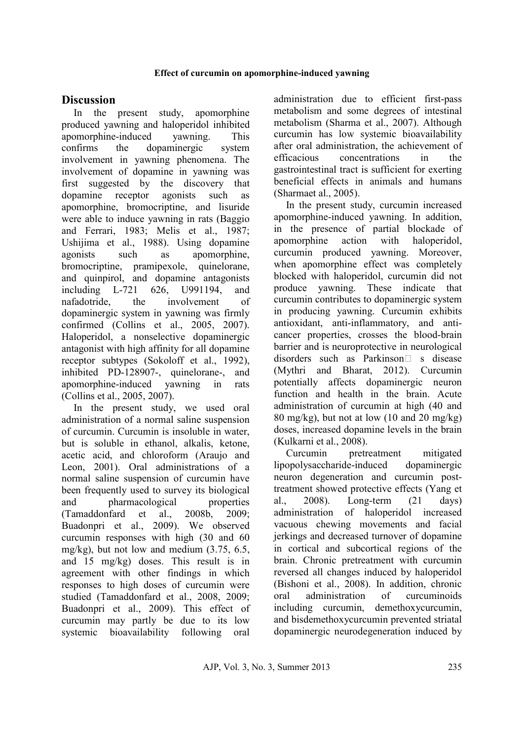## Discussion

In the present study, apomorphine produced yawning and haloperidol inhibited apomorphine-induced yawning. This confirms the dopaminergic system involvement in yawning phenomena. The involvement of dopamine in yawning was first suggested by the discovery that dopamine receptor agonists such as apomorphine, bromocriptine, and lisuride were able to induce yawning in rats (Baggio and Ferrari, 1983; Melis et al., 1987; Ushijima et al., 1988). Using dopamine agonists such as apomorphine, bromocriptine, pramipexole, quinelorane, and quinpirol, and dopamine antagonists including L-721 626, U991194, and nafadotride, the involvement of dopaminergic system in yawning was firmly confirmed (Collins et al., 2005, 2007). Haloperidol, a nonselective dopaminergic antagonist with high affinity for all dopamine receptor subtypes (Sokoloff et al., 1992), inhibited PD-128907-, quinelorane-, and apomorphine-induced yawning in rats (Collins et al., 2005, 2007).

In the present study, we used oral administration of a normal saline suspension of curcumin. Curcumin is insoluble in water, but is soluble in ethanol, alkalis, ketone, acetic acid, and chloroform (Araujo and Leon, 2001). Oral administrations of a normal saline suspension of curcumin have been frequently used to survey its biological and pharmacological properties (Tamaddonfard et al., 2008b, 2009; Buadonpri et al., 2009). We observed curcumin responses with high (30 and 60 mg/kg), but not low and medium (3.75, 6.5, and 15 mg/kg) doses. This result is in agreement with other findings in which responses to high doses of curcumin were studied (Tamaddonfard et al., 2008, 2009; Buadonpri et al., 2009). This effect of curcumin may partly be due to its low systemic bioavailability following oral administration due to efficient first-pass metabolism and some degrees of intestinal metabolism (Sharma et al., 2007). Although curcumin has low systemic bioavailability after oral administration, the achievement of efficacious concentrations in the gastrointestinal tract is sufficient for exerting beneficial effects in animals and humans (Sharmaet al., 2005).

In the present study, curcumin increased apomorphine-induced yawning. In addition, in the presence of partial blockade of apomorphine action with haloperidol, curcumin produced yawning. Moreover, when apomorphine effect was completely blocked with haloperidol, curcumin did not produce yawning. These indicate that curcumin contributes to dopaminergic system in producing yawning. Curcumin exhibits antioxidant, anti-inflammatory, and anti-cancer properties, crosses the blood-brain barrier and is neuroprotective in neurological disorders such as Parkinson's disease (Mythri and Bharat, 2012). Curcumin potentially affects dopaminergic neuron function and health in the brain. Acute administration of curcumin at high (40 and 80 mg/kg), but not at low (10 and 20 mg/kg) doses, increased dopamine levels in the brain (Kulkarni et al., 2008).

Curcumin pretreatment mitigated lipopolysaccharide-induced dopaminergic neuron degeneration and curcumin post-treatment showed protective effects (Yang et al., 2008). Long-term (21 days) administration of haloperidol increased vacuous chewing movements and facial jerkings and decreased turnover of dopamine in cortical and subcortical regions of the brain. Chronic pretreatment with curcumin reversed all changes induced by haloperidol (Bishoni et al., 2008). In addition, chronic oral administration of curcuminoids including curcumin, demethoxycurcumin, and bisdemethoxycurcumin prevented striatal dopaminergic neurodegeneration induced by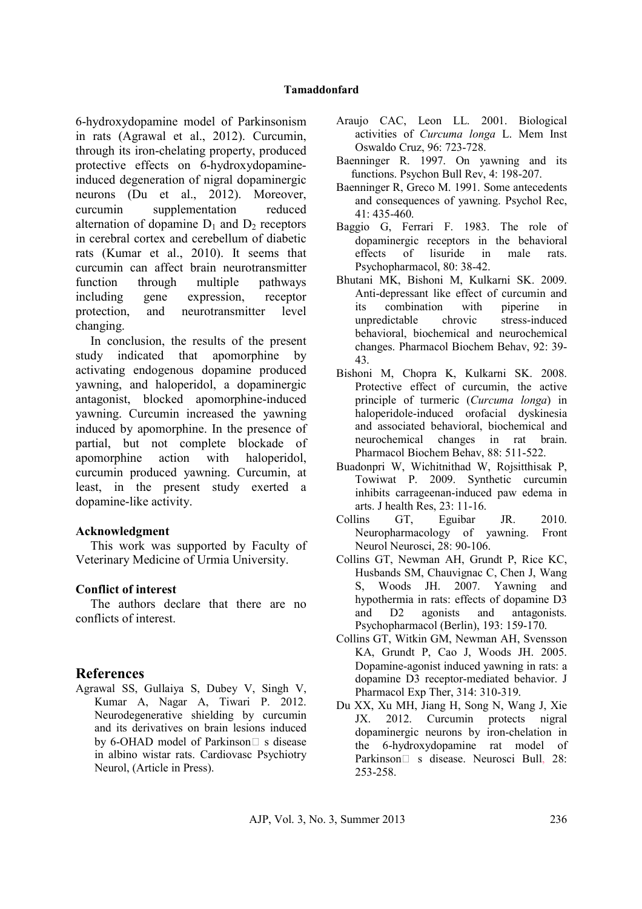6-hydroxydopamine model of Parkinsonism in rats (Agrawal et al., 2012). Curcumin, through its iron-chelating property, produced protective effects on 6-hydroxydopamine-induced degeneration of nigral dopaminergic neurons (Du et al., 2012). Moreover, curcumin supplementation reduced alternation of dopamine $D_1$ and $D_2$ receptors in cerebral cortex and cerebellum of diabetic rats (Kumar et al., 2010). It seems that curcumin can affect brain neurotransmitter function through multiple pathways including gene expression, receptor protection, and neurotransmitter level changing.

In conclusion, the results of the present study indicated that apomorphine by activating endogenous dopamine produced yawning, and haloperidol, a dopaminergic antagonist, blocked apomorphine-induced yawning. Curcumin increased the yawning induced by apomorphine. In the presence of partial, but not complete blockade of apomorphine action with haloperidol, curcumin produced yawning. Curcumin, at least, in the present study exerted a dopamine-like activity.

### Acknowledgment

This work was supported by Faculty of Veterinary Medicine of Urmia University.

### Conflict of interest

The authors declare that there are no conflicts of interest.

## References

Agrawal SS, Gullaiya S, Dubey V, Singh V, Kumar A, Nagar A, Tiwari P. 2012. Neurodegenerative shielding by curcumin and its derivatives on brain lesions induced by 6-OHAD model of Parkinson s disease in albino wistar rats. Cardiovasc Psychiotry Neurol, (Article in Press).

Araujo CAC, Leon LL. 2001. Biological activities of *Curcuma longa* L. Mem Inst Oswaldo Cruz, 96: 723-728.

Baenninger R. 1997. On yawning and its functions. Psychon Bull Rev, 4: 198-207.

Baenninger R, Greco M. 1991. Some antecedents and consequences of yawning. Psychol Rec, 41: 435-460.

Baggio G, Ferrari F. 1983. The role of dopaminergic receptors in the behavioral effects of lisuride in male rats. Psychopharmacol, 80: 38-42.

Bhutani MK, Bishoni M, Kulkarni SK. 2009. Anti-depressant like effect of curcumin and its combination with piperine in unpredictable chrovic stress-induced behavioral, biochemical and neurochemical changes. Pharmacol Biochem Behav, 92: 39-43.

Bishoni M, Chopra K, Kulkarni SK. 2008. Protective effect of curcumin, the active principle of turmeric (*Curcuma longa*) in haloperidole-induced orofacial dyskinesia and associated behavioral, biochemical and neurochemical changes in rat brain. Pharmacol Biochem Behav, 88: 511-522.

Buadonpri W, Wichitnithad W, Rojsitthisak P, Towiwat P. 2009. Synthetic curcumin inhibits carrageenan-induced paw edema in arts. J health Res, 23: 11-16.

Collins GT, Eguibar JR. 2010. Neuropharmacology of yawning. Front Neurol Neurosci, 28: 90-106.

Collins GT, Newman AH, Grundt P, Rice KC, Husbands SM, Chauvignac C, Chen J, Wang S, Woods JH. 2007. Yawning and hypothermia in rats: effects of dopamine D3 and D2 agonists and antagonists. Psychopharmacol (Berlin), 193: 159-170.

Collins GT, Witkin GM, Newman AH, Svensson KA, Grundt P, Cao J, Woods JH. 2005. Dopamine-agonist induced yawning in rats: a dopamine D3 receptor-mediated behavior. J Pharmacol Exp Ther, 314: 310-319.

Du XX, Xu MH, Jiang H, Song N, Wang J, Xie JX. 2012. Curcumin protects nigral dopaminergic neurons by iron-chelation in the 6-hydroxydopamine rat model of Parkinson s disease. Neurosci Bull, 28: 253-258.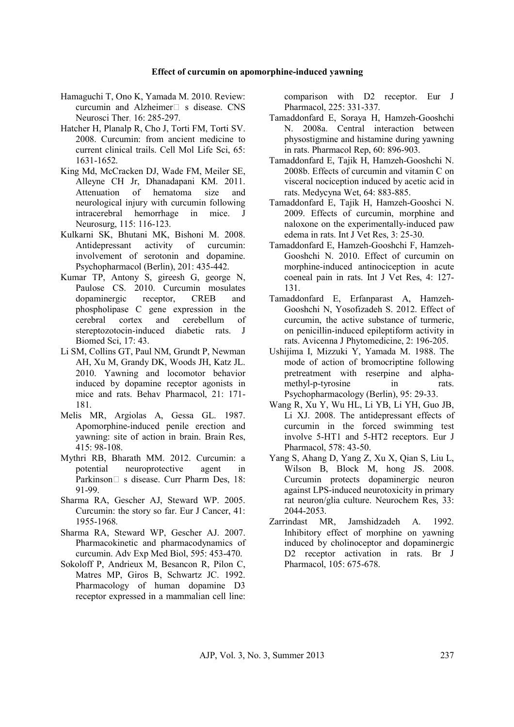Hamaguchi T, Ono K, Yamada M. 2010. Review: curcumin and Alzheimer□ s disease. CNS Neurosci Ther, 16: 285-297.

Hatcher H, Planalp R, Cho J, Torti FM, Torti SV. 2008. Curcumin: from ancient medicine to current clinical trails. Cell Mol Life Sci, 65: 1631-1652.

King Md, McCracken DJ, Wade FM, Meiler SE, Alleyne CH Jr, Dhanadapani KM. 2011. Attenuation of hematoma size and neurological injury with curcumin following intracerebral hemorrhage in mice. J Neurosurg, 115: 116-123.

Kulkarni SK, Bhutani MK, Bishoni M. 2008. Antidepressant activity of curcumin: involvement of serotonin and dopamine. Psychopharmacol (Berlin), 201: 435-442.

Kumar TP, Antony S, gireesh G, george N, Paulose CS. 2010. Curcumin mosulates dopaminergic receptor, CREB and phospholipase C gene expression in the cerebral cortex and cerebellum of stereptozotocin-induced diabetic rats. J Biomed Sci, 17: 43.

Li SM, Collins GT, Paul NM, Grundt P, Newman AH, Xu M, Grandy DK, Woods JH, Katz JL. 2010. Yawning and locomotor behavior induced by dopamine receptor agonists in mice and rats. Behav Pharmacol, 21: 171-181.

Melis MR, Argiolas A, Gessa GL. 1987. Apomorphine-induced penile erection and yawning: site of action in brain. Brain Res, 415: 98-108.

Mythri RB, Bharath MM. 2012. Curcumin: a potential neuroprotective agent in Parkinson□ s disease. Curr Pharm Des, 18: 91-99.

Sharma RA, Gescher AJ, Steward WP. 2005. Curcumin: the story so far. Eur J Cancer, 41: 1955-1968.

Sharma RA, Steward WP, Gescher AJ. 2007. Pharmacokinetic and pharmacodynamics of curcumin. Adv Exp Med Biol, 595: 453-470.

Sokoloff P, Andrieux M, Besancon R, Pilon C, Matres MP, Giros B, Schwartz JC. 1992. Pharmacology of human dopamine D3 receptor expressed in a mammalian cell line: comparison with D2 receptor. Eur J Pharmacol, 225: 331-337.

Tamaddonfard E, Soraya H, Hamzeh-Gooshchi N. 2008a. Central interaction between physostigmine and histamine during yawning in rats. Pharmacol Rep, 60: 896-903.

Tamaddonfard E, Tajik H, Hamzeh-Gooshchi N. 2008b. Effects of curcumin and vitamin C on visceral nociception induced by acetic acid in rats. Medycyna Wet, 64: 883-885.

Tamaddonfard E, Tajik H, Hamzeh-Gooshci N. 2009. Effects of curcumin, morphine and naloxone on the experimentally-induced paw edema in rats. Int J Vet Res, 3: 25-30.

Tamaddonfard E, Hamzeh-Gooshchi F, Hamzeh-Gooshchi N. 2010. Effect of curcumin on morphine-induced antinociception in acute coeneal pain in rats. Int J Vet Res, 4: 127-131.

Tamaddonfard E, Erfanparast A, Hamzeh-Gooshchi N, Yosofizadeh S. 2012. Effect of curcumin, the active substance of turmeric, on penicillin-induced epileptiform activity in rats. Avicenna J Phytomedicine, 2: 196-205.

Ushijima I, Mizzuki Y, Yamada M. 1988. The mode of action of bromocriptine following pretreatment with reserpine and alpha-methyl-p-tyrosine in rats. Psychopharmacology (Berlin), 95: 29-33.

Wang R, Xu Y, Wu HL, Li YB, Li YH, Guo JB, Li XJ. 2008. The antidepressant effects of curcumin in the forced swimming test involve 5-HT1 and 5-HT2 receptors. Eur J Pharmacol, 578: 43-50.

Yang S, Ahang D, Yang Z, Xu X, Qian S, Liu L, Wilson B, Block M, hong JS. 2008. Curcumin protects dopaminergic neuron against LPS-induced neurotoxicity in primary rat neuron/glia culture. Neurochem Res, 33: 2044-2053.

Zarrindast MR, Jamshidzadeh A. 1992. Inhibitory effect of morphine on yawning induced by cholinoceptor and dopaminergic D2 receptor activation in rats. Br J Pharmacol, 105: 675-678.